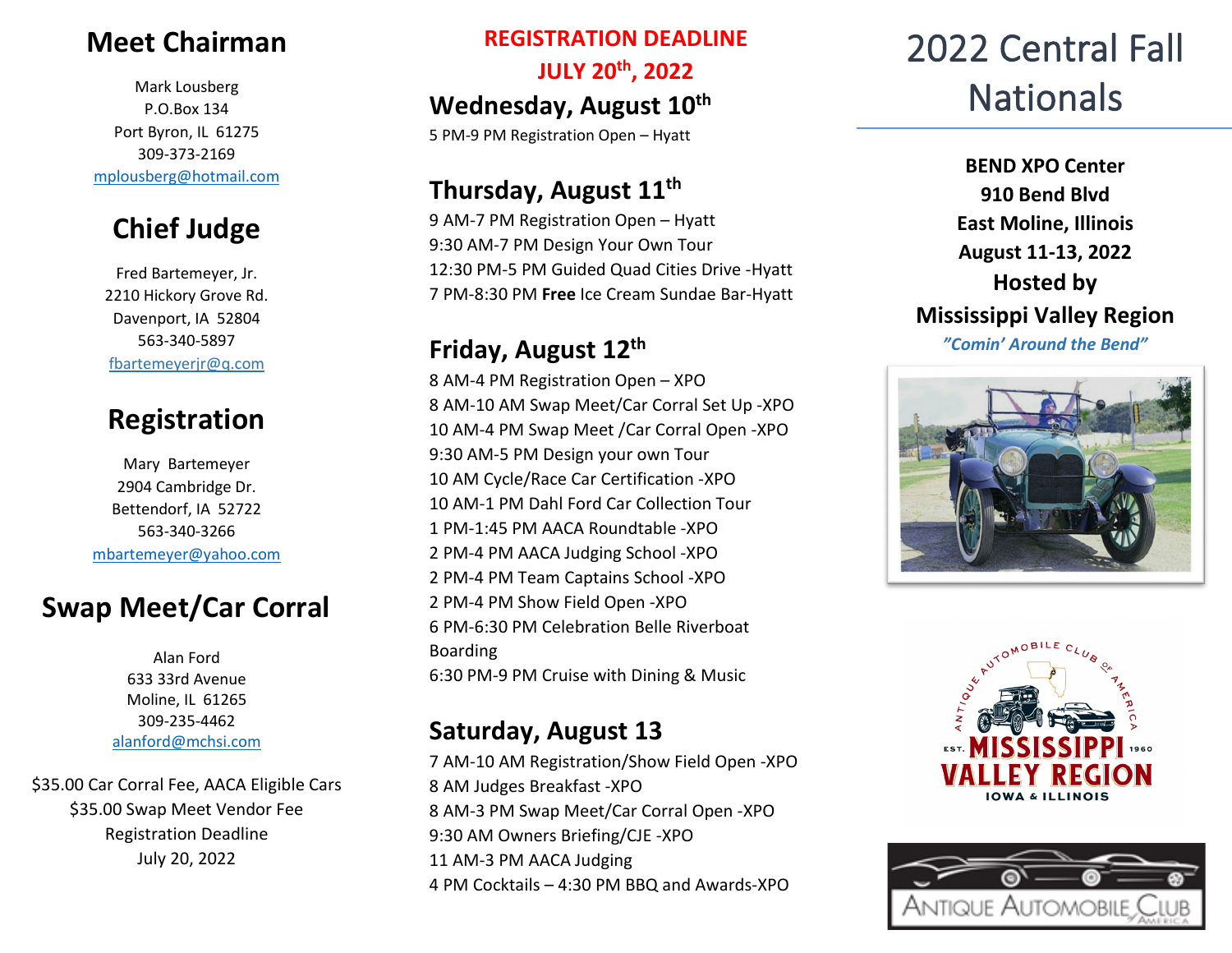# 2022 Central Fall Nationals

**BEND XPO Center**
**910 Bend Blvd**
**East Moline, Illinois**
**August 11-13, 2022**
**Hosted by**
**Mississippi Valley Region**
***"Comin' Around the Bend"***

## Meet Chairman

Mark Lousberg
P.O.Box 134
Port Byron, IL 61275
309-373-2169
mplousberg@hotmail.com

## Chief Judge

Fred Bartemeyer, Jr.
2210 Hickory Grove Rd.
Davenport, IA 52804
563-340-5897
fbartemeyerjr@q.com

## Registration

Mary Bartemeyer
2904 Cambridge Dr.
Bettendorf, IA 52722
563-340-3266
mbartemeyer@yahoo.com

## Swap Meet/Car Corral

Alan Ford
633 33rd Avenue
Moline, IL 61265
309-235-4462
alanford@mchsi.com

$35.00 Car Corral Fee, AACA Eligible Cars
$35.00 Swap Meet Vendor Fee
Registration Deadline
July 20, 2022

**REGISTRATION DEADLINE**
**JULY 20th, 2022**

## Wednesday, August 10th

5 PM-9 PM Registration Open – Hyatt

## Thursday, August 11th

9 AM-7 PM Registration Open – Hyatt
9:30 AM-7 PM Design Your Own Tour
12:30 PM-5 PM Guided Quad Cities Drive -Hyatt
7 PM-8:30 PM **Free** Ice Cream Sundae Bar-Hyatt

## Friday, August 12th

8 AM-4 PM Registration Open – XPO
8 AM-10 AM Swap Meet/Car Corral Set Up -XPO
10 AM-4 PM Swap Meet /Car Corral Open -XPO
9:30 AM-5 PM Design your own Tour
10 AM Cycle/Race Car Certification -XPO
10 AM-1 PM Dahl Ford Car Collection Tour
1 PM-1:45 PM AACA Roundtable -XPO
2 PM-4 PM AACA Judging School -XPO
2 PM-4 PM Team Captains School -XPO
2 PM-4 PM Show Field Open -XPO
6 PM-6:30 PM Celebration Belle Riverboat Boarding
6:30 PM-9 PM Cruise with Dining & Music

## Saturday, August 13

7 AM-10 AM Registration/Show Field Open -XPO
8 AM Judges Breakfast -XPO
8 AM-3 PM Swap Meet/Car Corral Open -XPO
9:30 AM Owners Briefing/CJE -XPO
11 AM-3 PM AACA Judging
4 PM Cocktails – 4:30 PM BBQ and Awards-XPO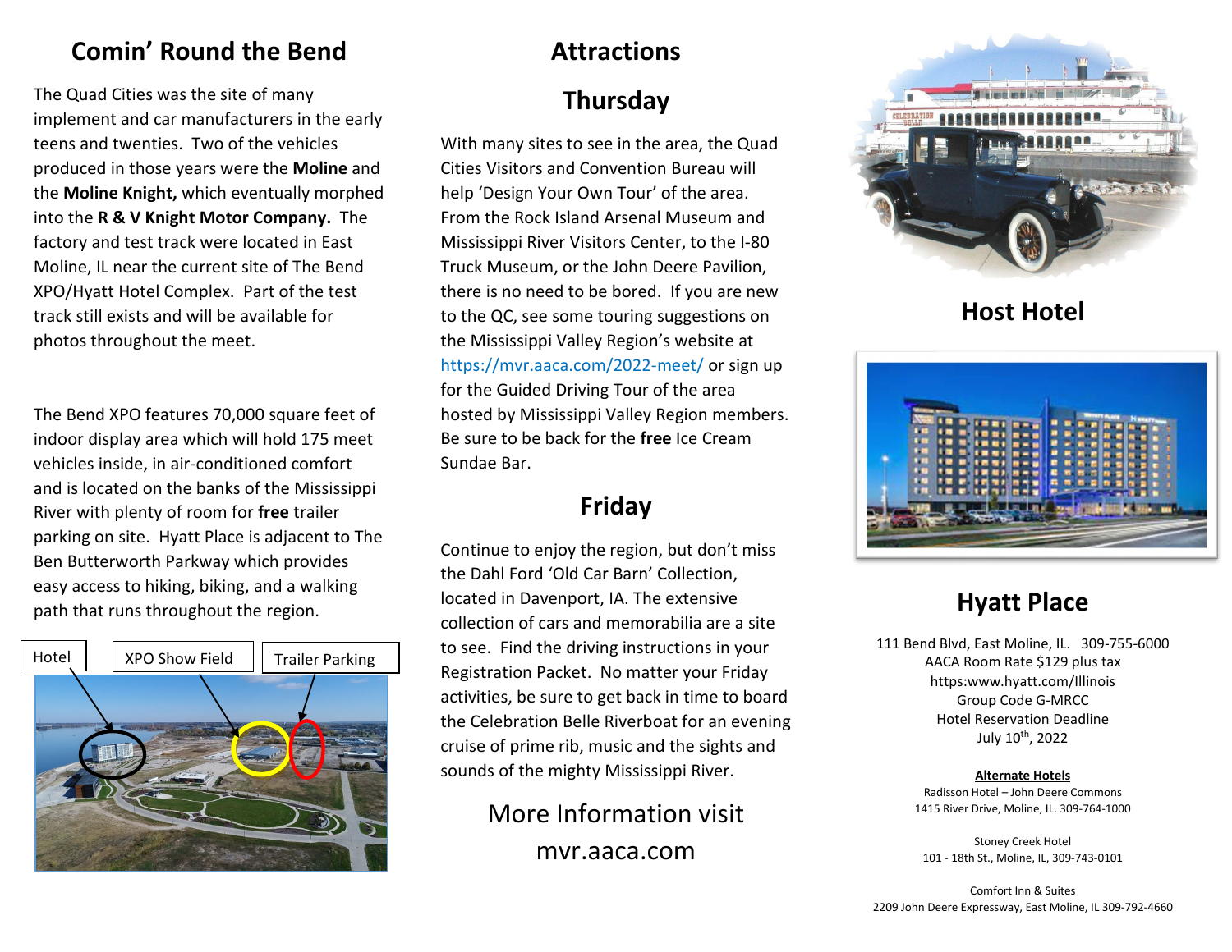## Comin' Round the Bend

The Quad Cities was the site of many implement and car manufacturers in the early teens and twenties. Two of the vehicles produced in those years were the **Moline** and the **Moline Knight,** which eventually morphed into the **R & V Knight Motor Company.** The factory and test track were located in East Moline, IL near the current site of The Bend XPO/Hyatt Hotel Complex. Part of the test track still exists and will be available for photos throughout the meet.

The Bend XPO features 70,000 square feet of indoor display area which will hold 175 meet vehicles inside, in air-conditioned comfort and is located on the banks of the Mississippi River with plenty of room for **free** trailer parking on site. Hyatt Place is adjacent to The Ben Butterworth Parkway which provides easy access to hiking, biking, and a walking path that runs throughout the region.

Hotel

XPO Show Field

Trailer Parking

## Attractions

### Thursday

With many sites to see in the area, the Quad Cities Visitors and Convention Bureau will help 'Design Your Own Tour' of the area. From the Rock Island Arsenal Museum and Mississippi River Visitors Center, to the I-80 Truck Museum, or the John Deere Pavilion, there is no need to be bored. If you are new to the QC, see some touring suggestions on the Mississippi Valley Region's website at https://mvr.aaca.com/2022-meet/ or sign up for the Guided Driving Tour of the area hosted by Mississippi Valley Region members. Be sure to be back for the **free** Ice Cream Sundae Bar.

### Friday

Continue to enjoy the region, but don't miss the Dahl Ford 'Old Car Barn' Collection, located in Davenport, IA. The extensive collection of cars and memorabilia are a site to see. Find the driving instructions in your Registration Packet. No matter your Friday activities, be sure to get back in time to board the Celebration Belle Riverboat for an evening cruise of prime rib, music and the sights and sounds of the mighty Mississippi River.

More Information visit
mvr.aaca.com

## Host Hotel

## Hyatt Place

111 Bend Blvd, East Moline, IL. 309-755-6000
AACA Room Rate $129 plus tax
https:www.hyatt.com/Illinois
Group Code G-MRCC
Hotel Reservation Deadline
July 10th, 2022

**Alternate Hotels**

Radisson Hotel – John Deere Commons
1415 River Drive, Moline, IL. 309-764-1000

Stoney Creek Hotel
101 - 18th St., Moline, IL, 309-743-0101

Comfort Inn & Suites
2209 John Deere Expressway, East Moline, IL 309-792-4660